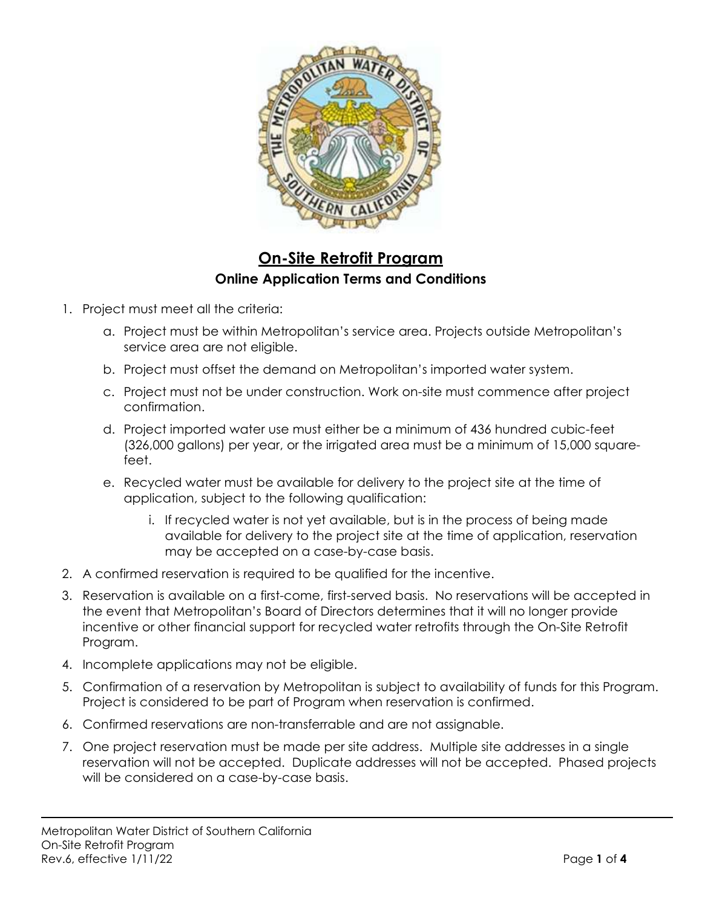# On-Site Retrofit Program

## Online Application Terms and Conditions

1. Project must meet all the criteria:
   a. Project must be within Metropolitan's service area. Projects outside Metropolitan's service area are not eligible.
   b. Project must offset the demand on Metropolitan's imported water system.
   c. Project must not be under construction. Work on-site must commence after project confirmation.
   d. Project imported water use must either be a minimum of 436 hundred cubic-feet (326,000 gallons) per year, or the irrigated area must be a minimum of 15,000 square-feet.
   e. Recycled water must be available for delivery to the project site at the time of application, subject to the following qualification:
      i. If recycled water is not yet available, but is in the process of being made available for delivery to the project site at the time of application, reservation may be accepted on a case-by-case basis.
2. A confirmed reservation is required to be qualified for the incentive.
3. Reservation is available on a first-come, first-served basis. No reservations will be accepted in the event that Metropolitan's Board of Directors determines that it will no longer provide incentive or other financial support for recycled water retrofits through the On-Site Retrofit Program.
4. Incomplete applications may not be eligible.
5. Confirmation of a reservation by Metropolitan is subject to availability of funds for this Program. Project is considered to be part of Program when reservation is confirmed.
6. Confirmed reservations are non-transferrable and are not assignable.
7. One project reservation must be made per site address. Multiple site addresses in a single reservation will not be accepted. Duplicate addresses will not be accepted. Phased projects will be considered on a case-by-case basis.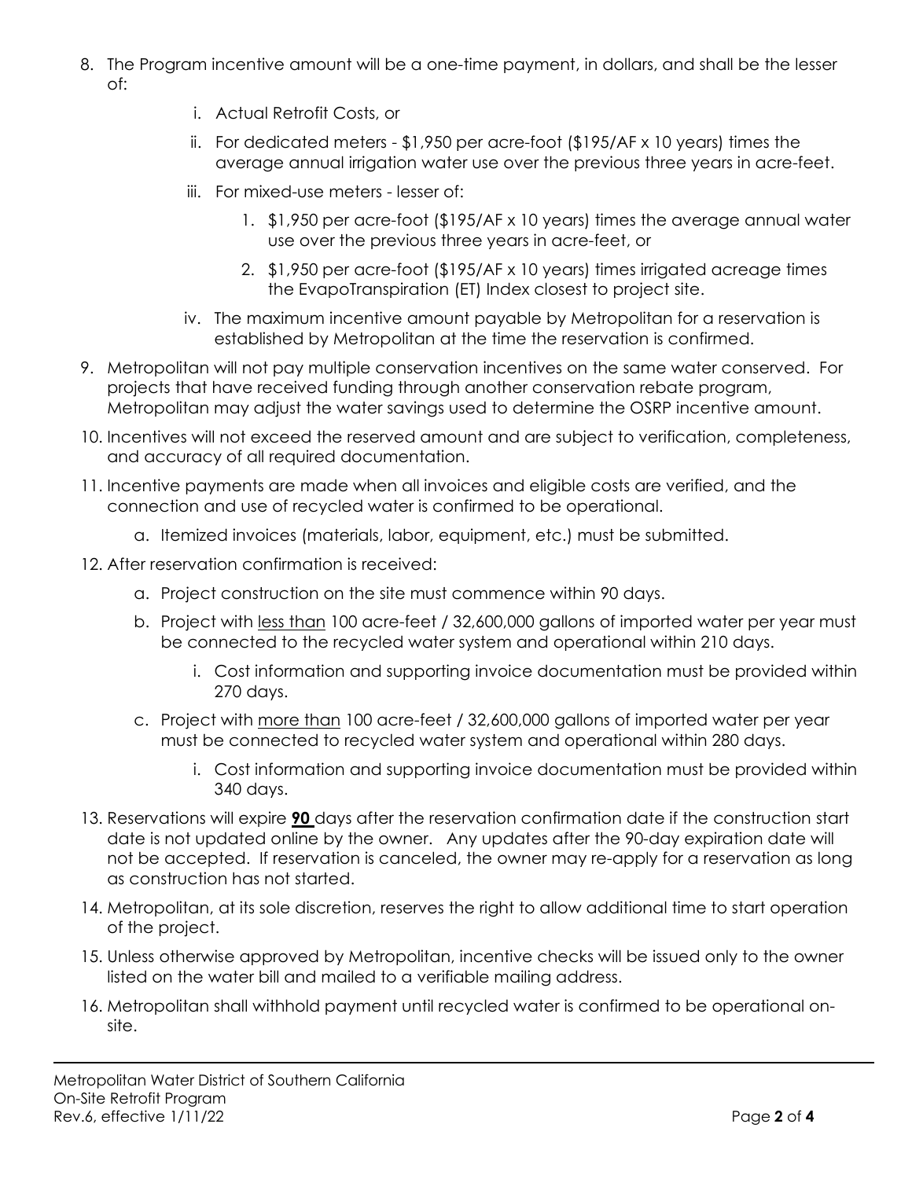8. The Program incentive amount will be a one-time payment, in dollars, and shall be the lesser of:
    i. Actual Retrofit Costs, or
    ii. For dedicated meters - $1,950 per acre-foot ($195/AF x 10 years) times the average annual irrigation water use over the previous three years in acre-feet.
    iii. For mixed-use meters - lesser of:
        1. $1,950 per acre-foot ($195/AF x 10 years) times the average annual water use over the previous three years in acre-feet, or
        2. $1,950 per acre-foot ($195/AF x 10 years) times irrigated acreage times the EvapoTranspiration (ET) Index closest to project site.
    iv. The maximum incentive amount payable by Metropolitan for a reservation is established by Metropolitan at the time the reservation is confirmed.
9. Metropolitan will not pay multiple conservation incentives on the same water conserved. For projects that have received funding through another conservation rebate program, Metropolitan may adjust the water savings used to determine the OSRP incentive amount.
10. Incentives will not exceed the reserved amount and are subject to verification, completeness, and accuracy of all required documentation.
11. Incentive payments are made when all invoices and eligible costs are verified, and the connection and use of recycled water is confirmed to be operational.
    a. Itemized invoices (materials, labor, equipment, etc.) must be submitted.
12. After reservation confirmation is received:
    a. Project construction on the site must commence within 90 days.
    b. Project with <u>less than</u> 100 acre-feet / 32,600,000 gallons of imported water per year must be connected to the recycled water system and operational within 210 days.
        i. Cost information and supporting invoice documentation must be provided within 270 days.
    c. Project with <u>more than</u> 100 acre-feet / 32,600,000 gallons of imported water per year must be connected to recycled water system and operational within 280 days.
        i. Cost information and supporting invoice documentation must be provided within 340 days.
13. Reservations will expire **<u>90</u>** days after the reservation confirmation date if the construction start date is not updated online by the owner. Any updates after the 90-day expiration date will not be accepted. If reservation is canceled, the owner may re-apply for a reservation as long as construction has not started.
14. Metropolitan, at its sole discretion, reserves the right to allow additional time to start operation of the project.
15. Unless otherwise approved by Metropolitan, incentive checks will be issued only to the owner listed on the water bill and mailed to a verifiable mailing address.
16. Metropolitan shall withhold payment until recycled water is confirmed to be operational on-site.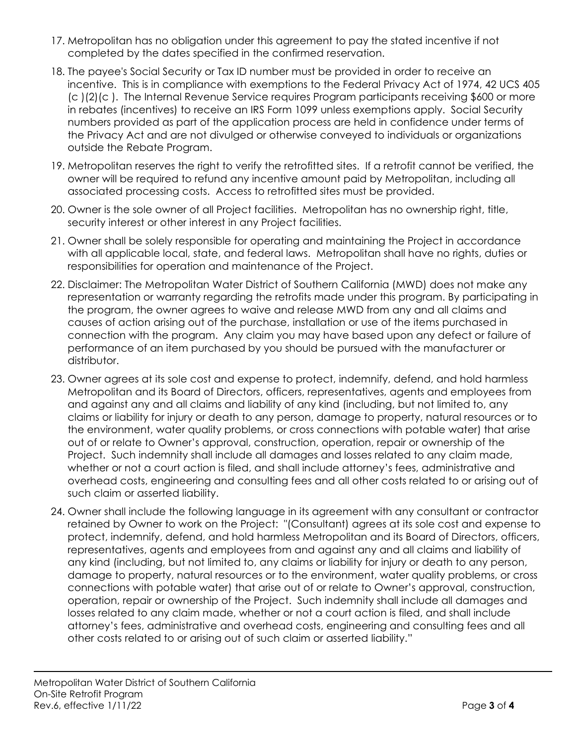17. Metropolitan has no obligation under this agreement to pay the stated incentive if not completed by the dates specified in the confirmed reservation.
18. The payee's Social Security or Tax ID number must be provided in order to receive an incentive. This is in compliance with exemptions to the Federal Privacy Act of 1974, 42 UCS 405 (c )(2)(c ). The Internal Revenue Service requires Program participants receiving $600 or more in rebates (incentives) to receive an IRS Form 1099 unless exemptions apply. Social Security numbers provided as part of the application process are held in confidence under terms of the Privacy Act and are not divulged or otherwise conveyed to individuals or organizations outside the Rebate Program.
19. Metropolitan reserves the right to verify the retrofitted sites. If a retrofit cannot be verified, the owner will be required to refund any incentive amount paid by Metropolitan, including all associated processing costs. Access to retrofitted sites must be provided.
20. Owner is the sole owner of all Project facilities. Metropolitan has no ownership right, title, security interest or other interest in any Project facilities.
21. Owner shall be solely responsible for operating and maintaining the Project in accordance with all applicable local, state, and federal laws. Metropolitan shall have no rights, duties or responsibilities for operation and maintenance of the Project.
22. Disclaimer: The Metropolitan Water District of Southern California (MWD) does not make any representation or warranty regarding the retrofits made under this program. By participating in the program, the owner agrees to waive and release MWD from any and all claims and causes of action arising out of the purchase, installation or use of the items purchased in connection with the program. Any claim you may have based upon any defect or failure of performance of an item purchased by you should be pursued with the manufacturer or distributor.
23. Owner agrees at its sole cost and expense to protect, indemnify, defend, and hold harmless Metropolitan and its Board of Directors, officers, representatives, agents and employees from and against any and all claims and liability of any kind (including, but not limited to, any claims or liability for injury or death to any person, damage to property, natural resources or to the environment, water quality problems, or cross connections with potable water) that arise out of or relate to Owner's approval, construction, operation, repair or ownership of the Project. Such indemnity shall include all damages and losses related to any claim made, whether or not a court action is filed, and shall include attorney's fees, administrative and overhead costs, engineering and consulting fees and all other costs related to or arising out of such claim or asserted liability.
24. Owner shall include the following language in its agreement with any consultant or contractor retained by Owner to work on the Project: "(Consultant) agrees at its sole cost and expense to protect, indemnify, defend, and hold harmless Metropolitan and its Board of Directors, officers, representatives, agents and employees from and against any and all claims and liability of any kind (including, but not limited to, any claims or liability for injury or death to any person, damage to property, natural resources or to the environment, water quality problems, or cross connections with potable water) that arise out of or relate to Owner's approval, construction, operation, repair or ownership of the Project. Such indemnity shall include all damages and losses related to any claim made, whether or not a court action is filed, and shall include attorney's fees, administrative and overhead costs, engineering and consulting fees and all other costs related to or arising out of such claim or asserted liability."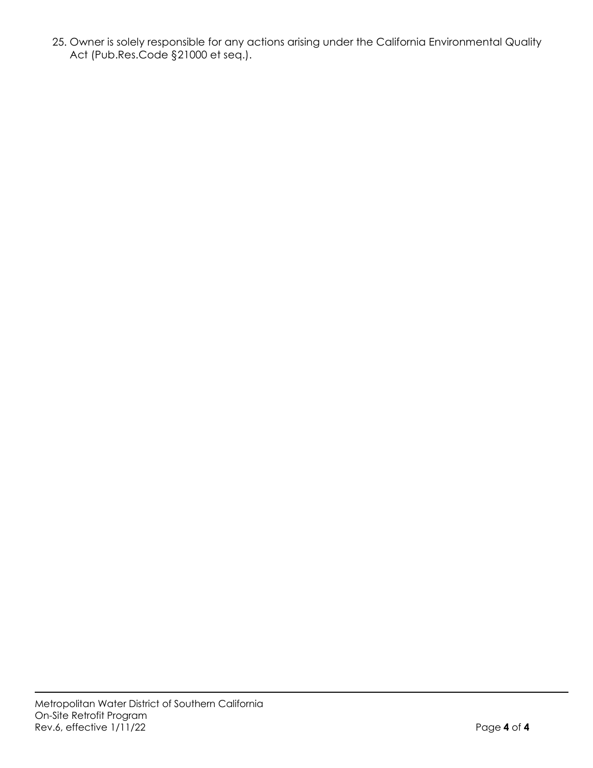25. Owner is solely responsible for any actions arising under the California Environmental Quality Act (Pub.Res.Code §21000 et seq.).